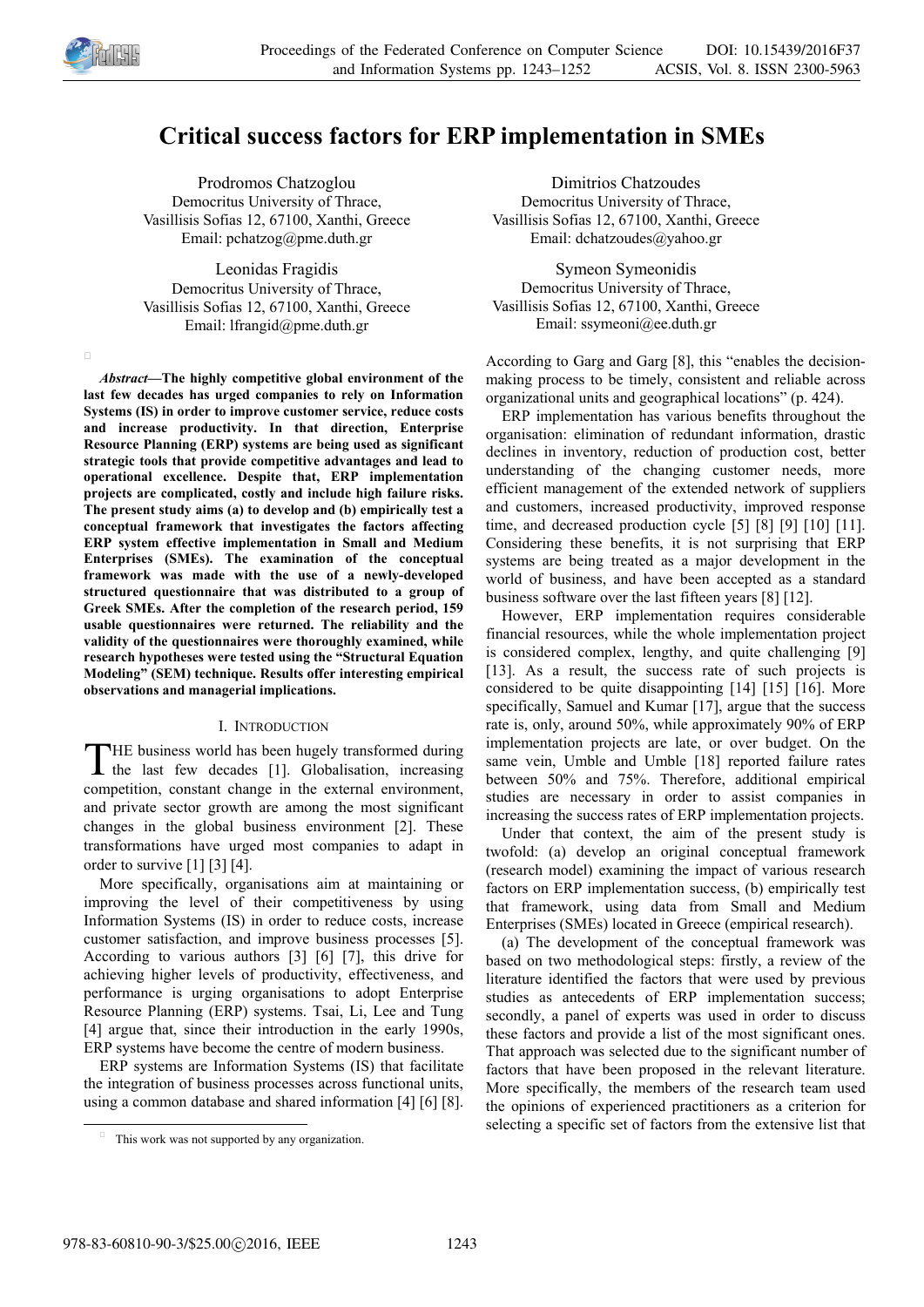# Critical success factors for ERP implementation in SMEs

Prodromos Chatzoglou
Democritus University of Thrace,
Vasillisis Sofias 12, 67100, Xanthi, Greece
Email: pchatzog@pme.duth.gr

Dimitrios Chatzoudes
Democritus University of Thrace,
Vasillisis Sofias 12, 67100, Xanthi, Greece
Email: dchatzoudes@yahoo.gr

Leonidas Fragidis
Democritus University of Thrace,
Vasillisis Sofias 12, 67100, Xanthi, Greece
Email: lfrangid@pme.duth.gr

Symeon Symeonidis
Democritus University of Thrace,
Vasillisis Sofias 12, 67100, Xanthi, Greece
Email: ssymeoni@ee.duth.gr

***Abstract*—The highly competitive global environment of the last few decades has urged companies to rely on Information Systems (IS) in order to improve customer service, reduce costs and increase productivity. In that direction, Enterprise Resource Planning (ERP) systems are being used as significant strategic tools that provide competitive advantages and lead to operational excellence. Despite that, ERP implementation projects are complicated, costly and include high failure risks. The present study aims (a) to develop and (b) empirically test a conceptual framework that investigates the factors affecting ERP system effective implementation in Small and Medium Enterprises (SMEs). The examination of the conceptual framework was made with the use of a newly-developed structured questionnaire that was distributed to a group of Greek SMEs. After the completion of the research period, 159 usable questionnaires were returned. The reliability and the validity of the questionnaires were thoroughly examined, while research hypotheses were tested using the "Structural Equation Modeling" (SEM) technique. Results offer interesting empirical observations and managerial implications.**

## I. Introduction

THE business world has been hugely transformed during the last few decades [1]. Globalisation, increasing competition, constant change in the external environment, and private sector growth are among the most significant changes in the global business environment [2]. These transformations have urged most companies to adapt in order to survive [1] [3] [4].

More specifically, organisations aim at maintaining or improving the level of their competitiveness by using Information Systems (IS) in order to reduce costs, increase customer satisfaction, and improve business processes [5]. According to various authors [3] [6] [7], this drive for achieving higher levels of productivity, effectiveness, and performance is urging organisations to adopt Enterprise Resource Planning (ERP) systems. Tsai, Li, Lee and Tung [4] argue that, since their introduction in the early 1990s, ERP systems have become the centre of modern business.

ERP systems are Information Systems (IS) that facilitate the integration of business processes across functional units, using a common database and shared information [4] [6] [8]. According to Garg and Garg [8], this "enables the decision-making process to be timely, consistent and reliable across organizational units and geographical locations" (p. 424).

ERP implementation has various benefits throughout the organisation: elimination of redundant information, drastic declines in inventory, reduction of production cost, better understanding of the changing customer needs, more efficient management of the extended network of suppliers and customers, increased productivity, improved response time, and decreased production cycle [5] [8] [9] [10] [11]. Considering these benefits, it is not surprising that ERP systems are being treated as a major development in the world of business, and have been accepted as a standard business software over the last fifteen years [8] [12].

However, ERP implementation requires considerable financial resources, while the whole implementation project is considered complex, lengthy, and quite challenging [9] [13]. As a result, the success rate of such projects is considered to be quite disappointing [14] [15] [16]. More specifically, Samuel and Kumar [17], argue that the success rate is, only, around 50%, while approximately 90% of ERP implementation projects are late, or over budget. On the same vein, Umble and Umble [18] reported failure rates between 50% and 75%. Therefore, additional empirical studies are necessary in order to assist companies in increasing the success rates of ERP implementation projects.

Under that context, the aim of the present study is twofold: (a) develop an original conceptual framework (research model) examining the impact of various research factors on ERP implementation success, (b) empirically test that framework, using data from Small and Medium Enterprises (SMEs) located in Greece (empirical research).

(a) The development of the conceptual framework was based on two methodological steps: firstly, a review of the literature identified the factors that were used by previous studies as antecedents of ERP implementation success; secondly, a panel of experts was used in order to discuss these factors and provide a list of the most significant ones. That approach was selected due to the significant number of factors that have been proposed in the relevant literature. More specifically, the members of the research team used the opinions of experienced practitioners as a criterion for selecting a specific set of factors from the extensive list that

This work was not supported by any organization.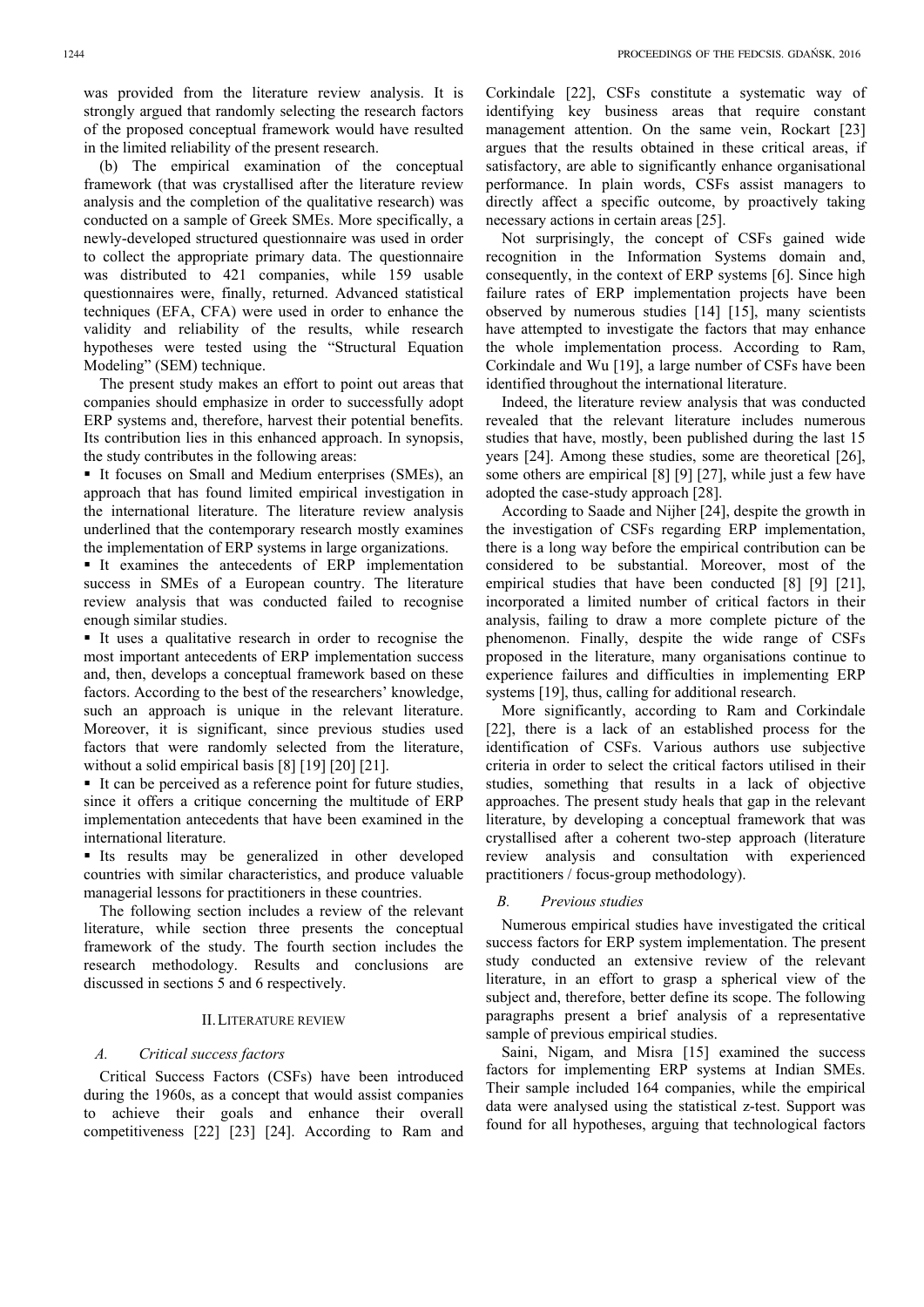was provided from the literature review analysis. It is strongly argued that randomly selecting the research factors of the proposed conceptual framework would have resulted in the limited reliability of the present research.

(b) The empirical examination of the conceptual framework (that was crystallised after the literature review analysis and the completion of the qualitative research) was conducted on a sample of Greek SMEs. More specifically, a newly-developed structured questionnaire was used in order to collect the appropriate primary data. The questionnaire was distributed to 421 companies, while 159 usable questionnaires were, finally, returned. Advanced statistical techniques (EFA, CFA) were used in order to enhance the validity and reliability of the results, while research hypotheses were tested using the "Structural Equation Modeling" (SEM) technique.

The present study makes an effort to point out areas that companies should emphasize in order to successfully adopt ERP systems and, therefore, harvest their potential benefits. Its contribution lies in this enhanced approach. In synopsis, the study contributes in the following areas:

- It focuses on Small and Medium enterprises (SMEs), an approach that has found limited empirical investigation in the international literature. The literature review analysis underlined that the contemporary research mostly examines the implementation of ERP systems in large organizations.
- It examines the antecedents of ERP implementation success in SMEs of a European country. The literature review analysis that was conducted failed to recognise enough similar studies.
- It uses a qualitative research in order to recognise the most important antecedents of ERP implementation success and, then, develops a conceptual framework based on these factors. According to the best of the researchers' knowledge, such an approach is unique in the relevant literature. Moreover, it is significant, since previous studies used factors that were randomly selected from the literature, without a solid empirical basis [8] [19] [20] [21].
- It can be perceived as a reference point for future studies, since it offers a critique concerning the multitude of ERP implementation antecedents that have been examined in the international literature.
- Its results may be generalized in other developed countries with similar characteristics, and produce valuable managerial lessons for practitioners in these countries.

The following section includes a review of the relevant literature, while section three presents the conceptual framework of the study. The fourth section includes the research methodology. Results and conclusions are discussed in sections 5 and 6 respectively.

## II. Literature Review

### A. Critical success factors

Critical Success Factors (CSFs) have been introduced during the 1960s, as a concept that would assist companies to achieve their goals and enhance their overall competitiveness [22] [23] [24]. According to Ram and Corkindale [22], CSFs constitute a systematic way of identifying key business areas that require constant management attention. On the same vein, Rockart [23] argues that the results obtained in these critical areas, if satisfactory, are able to significantly enhance organisational performance. In plain words, CSFs assist managers to directly affect a specific outcome, by proactively taking necessary actions in certain areas [25].

Not surprisingly, the concept of CSFs gained wide recognition in the Information Systems domain and, consequently, in the context of ERP systems [6]. Since high failure rates of ERP implementation projects have been observed by numerous studies [14] [15], many scientists have attempted to investigate the factors that may enhance the whole implementation process. According to Ram, Corkindale and Wu [19], a large number of CSFs have been identified throughout the international literature.

Indeed, the literature review analysis that was conducted revealed that the relevant literature includes numerous studies that have, mostly, been published during the last 15 years [24]. Among these studies, some are theoretical [26], some others are empirical [8] [9] [27], while just a few have adopted the case-study approach [28].

According to Saade and Nijher [24], despite the growth in the investigation of CSFs regarding ERP implementation, there is a long way before the empirical contribution can be considered to be substantial. Moreover, most of the empirical studies that have been conducted [8] [9] [21], incorporated a limited number of critical factors in their analysis, failing to draw a more complete picture of the phenomenon. Finally, despite the wide range of CSFs proposed in the literature, many organisations continue to experience failures and difficulties in implementing ERP systems [19], thus, calling for additional research.

More significantly, according to Ram and Corkindale [22], there is a lack of an established process for the identification of CSFs. Various authors use subjective criteria in order to select the critical factors utilised in their studies, something that results in a lack of objective approaches. The present study heals that gap in the relevant literature, by developing a conceptual framework that was crystallised after a coherent two-step approach (literature review analysis and consultation with experienced practitioners / focus-group methodology).

### B. Previous studies

Numerous empirical studies have investigated the critical success factors for ERP system implementation. The present study conducted an extensive review of the relevant literature, in an effort to grasp a spherical view of the subject and, therefore, better define its scope. The following paragraphs present a brief analysis of a representative sample of previous empirical studies.

Saini, Nigam, and Misra [15] examined the success factors for implementing ERP systems at Indian SMEs. Their sample included 164 companies, while the empirical data were analysed using the statistical z-test. Support was found for all hypotheses, arguing that technological factors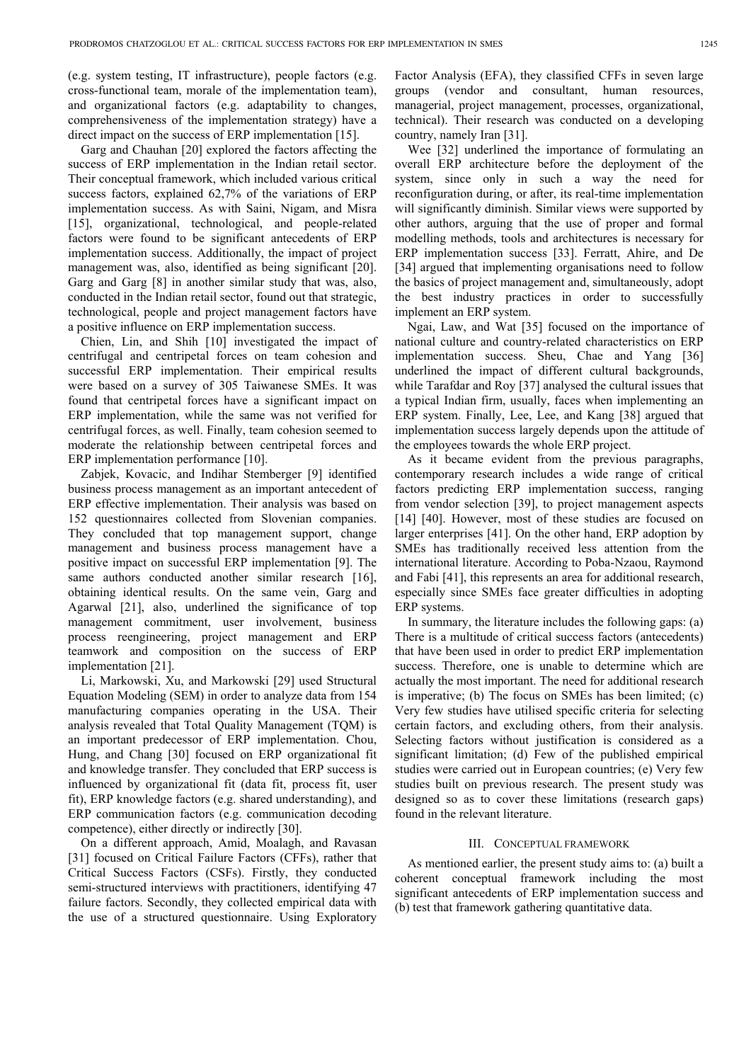(e.g. system testing, IT infrastructure), people factors (e.g. cross-functional team, morale of the implementation team), and organizational factors (e.g. adaptability to changes, comprehensiveness of the implementation strategy) have a direct impact on the success of ERP implementation [15].

Garg and Chauhan [20] explored the factors affecting the success of ERP implementation in the Indian retail sector. Their conceptual framework, which included various critical success factors, explained 62,7% of the variations of ERP implementation success. As with Saini, Nigam, and Misra [15], organizational, technological, and people-related factors were found to be significant antecedents of ERP implementation success. Additionally, the impact of project management was, also, identified as being significant [20]. Garg and Garg [8] in another similar study that was, also, conducted in the Indian retail sector, found out that strategic, technological, people and project management factors have a positive influence on ERP implementation success.

Chien, Lin, and Shih [10] investigated the impact of centrifugal and centripetal forces on team cohesion and successful ERP implementation. Their empirical results were based on a survey of 305 Taiwanese SMEs. It was found that centripetal forces have a significant impact on ERP implementation, while the same was not verified for centrifugal forces, as well. Finally, team cohesion seemed to moderate the relationship between centripetal forces and ERP implementation performance [10].

Zabjek, Kovacic, and Indihar Stemberger [9] identified business process management as an important antecedent of ERP effective implementation. Their analysis was based on 152 questionnaires collected from Slovenian companies. They concluded that top management support, change management and business process management have a positive impact on successful ERP implementation [9]. The same authors conducted another similar research [16], obtaining identical results. On the same vein, Garg and Agarwal [21], also, underlined the significance of top management commitment, user involvement, business process reengineering, project management and ERP teamwork and composition on the success of ERP implementation [21].

Li, Markowski, Xu, and Markowski [29] used Structural Equation Modeling (SEM) in order to analyze data from 154 manufacturing companies operating in the USA. Their analysis revealed that Total Quality Management (TQM) is an important predecessor of ERP implementation. Chou, Hung, and Chang [30] focused on ERP organizational fit and knowledge transfer. They concluded that ERP success is influenced by organizational fit (data fit, process fit, user fit), ERP knowledge factors (e.g. shared understanding), and ERP communication factors (e.g. communication decoding competence), either directly or indirectly [30].

On a different approach, Amid, Moalagh, and Ravasan [31] focused on Critical Failure Factors (CFFs), rather that Critical Success Factors (CSFs). Firstly, they conducted semi-structured interviews with practitioners, identifying 47 failure factors. Secondly, they collected empirical data with the use of a structured questionnaire. Using Exploratory Factor Analysis (EFA), they classified CFFs in seven large groups (vendor and consultant, human resources, managerial, project management, processes, organizational, technical). Their research was conducted on a developing country, namely Iran [31].

Wee [32] underlined the importance of formulating an overall ERP architecture before the deployment of the system, since only in such a way the need for reconfiguration during, or after, its real-time implementation will significantly diminish. Similar views were supported by other authors, arguing that the use of proper and formal modelling methods, tools and architectures is necessary for ERP implementation success [33]. Ferratt, Ahire, and De [34] argued that implementing organisations need to follow the basics of project management and, simultaneously, adopt the best industry practices in order to successfully implement an ERP system.

Ngai, Law, and Wat [35] focused on the importance of national culture and country-related characteristics on ERP implementation success. Sheu, Chae and Yang [36] underlined the impact of different cultural backgrounds, while Tarafdar and Roy [37] analysed the cultural issues that a typical Indian firm, usually, faces when implementing an ERP system. Finally, Lee, Lee, and Kang [38] argued that implementation success largely depends upon the attitude of the employees towards the whole ERP project.

As it became evident from the previous paragraphs, contemporary research includes a wide range of critical factors predicting ERP implementation success, ranging from vendor selection [39], to project management aspects [14] [40]. However, most of these studies are focused on larger enterprises [41]. On the other hand, ERP adoption by SMEs has traditionally received less attention from the international literature. According to Poba-Nzaou, Raymond and Fabi [41], this represents an area for additional research, especially since SMEs face greater difficulties in adopting ERP systems.

In summary, the literature includes the following gaps: (a) There is a multitude of critical success factors (antecedents) that have been used in order to predict ERP implementation success. Therefore, one is unable to determine which are actually the most important. The need for additional research is imperative; (b) The focus on SMEs has been limited; (c) Very few studies have utilised specific criteria for selecting certain factors, and excluding others, from their analysis. Selecting factors without justification is considered as a significant limitation; (d) Few of the published empirical studies were carried out in European countries; (e) Very few studies built on previous research. The present study was designed so as to cover these limitations (research gaps) found in the relevant literature.

## III. Conceptual Framework

As mentioned earlier, the present study aims to: (a) built a coherent conceptual framework including the most significant antecedents of ERP implementation success and (b) test that framework gathering quantitative data.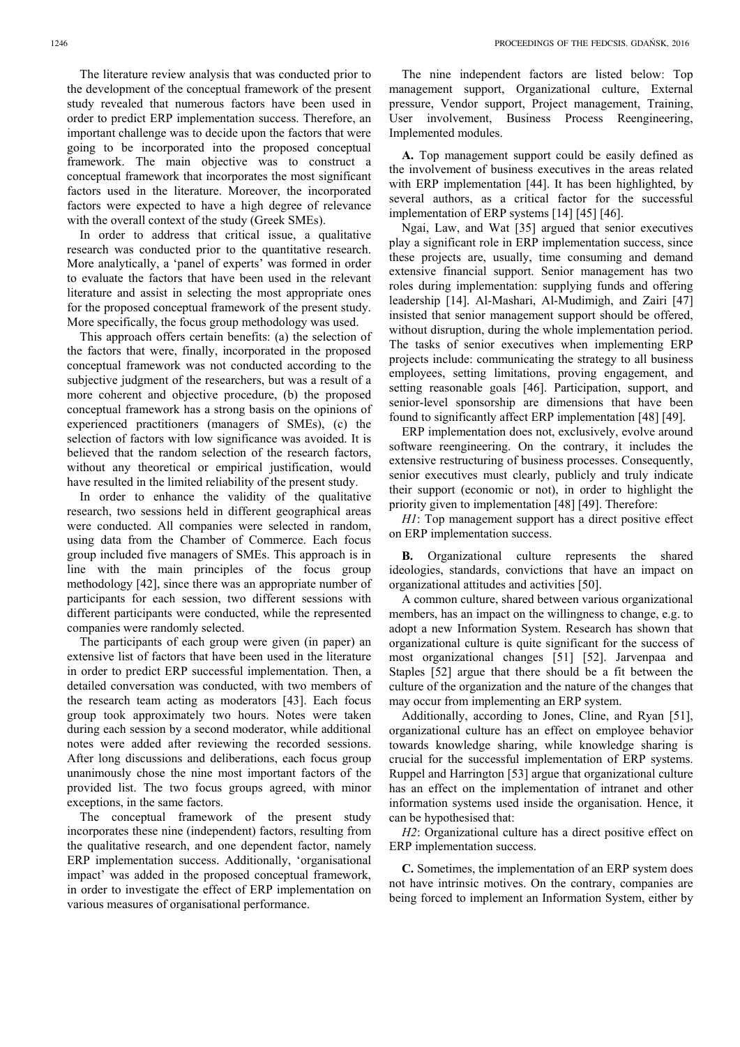The literature review analysis that was conducted prior to the development of the conceptual framework of the present study revealed that numerous factors have been used in order to predict ERP implementation success. Therefore, an important challenge was to decide upon the factors that were going to be incorporated into the proposed conceptual framework. The main objective was to construct a conceptual framework that incorporates the most significant factors used in the literature. Moreover, the incorporated factors were expected to have a high degree of relevance with the overall context of the study (Greek SMEs).

In order to address that critical issue, a qualitative research was conducted prior to the quantitative research. More analytically, a 'panel of experts' was formed in order to evaluate the factors that have been used in the relevant literature and assist in selecting the most appropriate ones for the proposed conceptual framework of the present study. More specifically, the focus group methodology was used.

This approach offers certain benefits: (a) the selection of the factors that were, finally, incorporated in the proposed conceptual framework was not conducted according to the subjective judgment of the researchers, but was a result of a more coherent and objective procedure, (b) the proposed conceptual framework has a strong basis on the opinions of experienced practitioners (managers of SMEs), (c) the selection of factors with low significance was avoided. It is believed that the random selection of the research factors, without any theoretical or empirical justification, would have resulted in the limited reliability of the present study.

In order to enhance the validity of the qualitative research, two sessions held in different geographical areas were conducted. All companies were selected in random, using data from the Chamber of Commerce. Each focus group included five managers of SMEs. This approach is in line with the main principles of the focus group methodology [42], since there was an appropriate number of participants for each session, two different sessions with different participants were conducted, while the represented companies were randomly selected.

The participants of each group were given (in paper) an extensive list of factors that have been used in the literature in order to predict ERP successful implementation. Then, a detailed conversation was conducted, with two members of the research team acting as moderators [43]. Each focus group took approximately two hours. Notes were taken during each session by a second moderator, while additional notes were added after reviewing the recorded sessions. After long discussions and deliberations, each focus group unanimously chose the nine most important factors of the provided list. The two focus groups agreed, with minor exceptions, in the same factors.

The conceptual framework of the present study incorporates these nine (independent) factors, resulting from the qualitative research, and one dependent factor, namely ERP implementation success. Additionally, 'organisational impact' was added in the proposed conceptual framework, in order to investigate the effect of ERP implementation on various measures of organisational performance.

The nine independent factors are listed below: Top management support, Organizational culture, External pressure, Vendor support, Project management, Training, User involvement, Business Process Reengineering, Implemented modules.

**A.** Top management support could be easily defined as the involvement of business executives in the areas related with ERP implementation [44]. It has been highlighted, by several authors, as a critical factor for the successful implementation of ERP systems [14] [45] [46].

Ngai, Law, and Wat [35] argued that senior executives play a significant role in ERP implementation success, since these projects are, usually, time consuming and demand extensive financial support. Senior management has two roles during implementation: supplying funds and offering leadership [14]. Al-Mashari, Al-Mudimigh, and Zairi [47] insisted that senior management support should be offered, without disruption, during the whole implementation period. The tasks of senior executives when implementing ERP projects include: communicating the strategy to all business employees, setting limitations, proving engagement, and setting reasonable goals [46]. Participation, support, and senior-level sponsorship are dimensions that have been found to significantly affect ERP implementation [48] [49].

ERP implementation does not, exclusively, evolve around software reengineering. On the contrary, it includes the extensive restructuring of business processes. Consequently, senior executives must clearly, publicly and truly indicate their support (economic or not), in order to highlight the priority given to implementation [48] [49]. Therefore:

*H1*: Top management support has a direct positive effect on ERP implementation success.

**B.** Organizational culture represents the shared ideologies, standards, convictions that have an impact on organizational attitudes and activities [50].

A common culture, shared between various organizational members, has an impact on the willingness to change, e.g. to adopt a new Information System. Research has shown that organizational culture is quite significant for the success of most organizational changes [51] [52]. Jarvenpaa and Staples [52] argue that there should be a fit between the culture of the organization and the nature of the changes that may occur from implementing an ERP system.

Additionally, according to Jones, Cline, and Ryan [51], organizational culture has an effect on employee behavior towards knowledge sharing, while knowledge sharing is crucial for the successful implementation of ERP systems. Ruppel and Harrington [53] argue that organizational culture has an effect on the implementation of intranet and other information systems used inside the organisation. Hence, it can be hypothesised that:

*H2*: Organizational culture has a direct positive effect on ERP implementation success.

**C.** Sometimes, the implementation of an ERP system does not have intrinsic motives. On the contrary, companies are being forced to implement an Information System, either by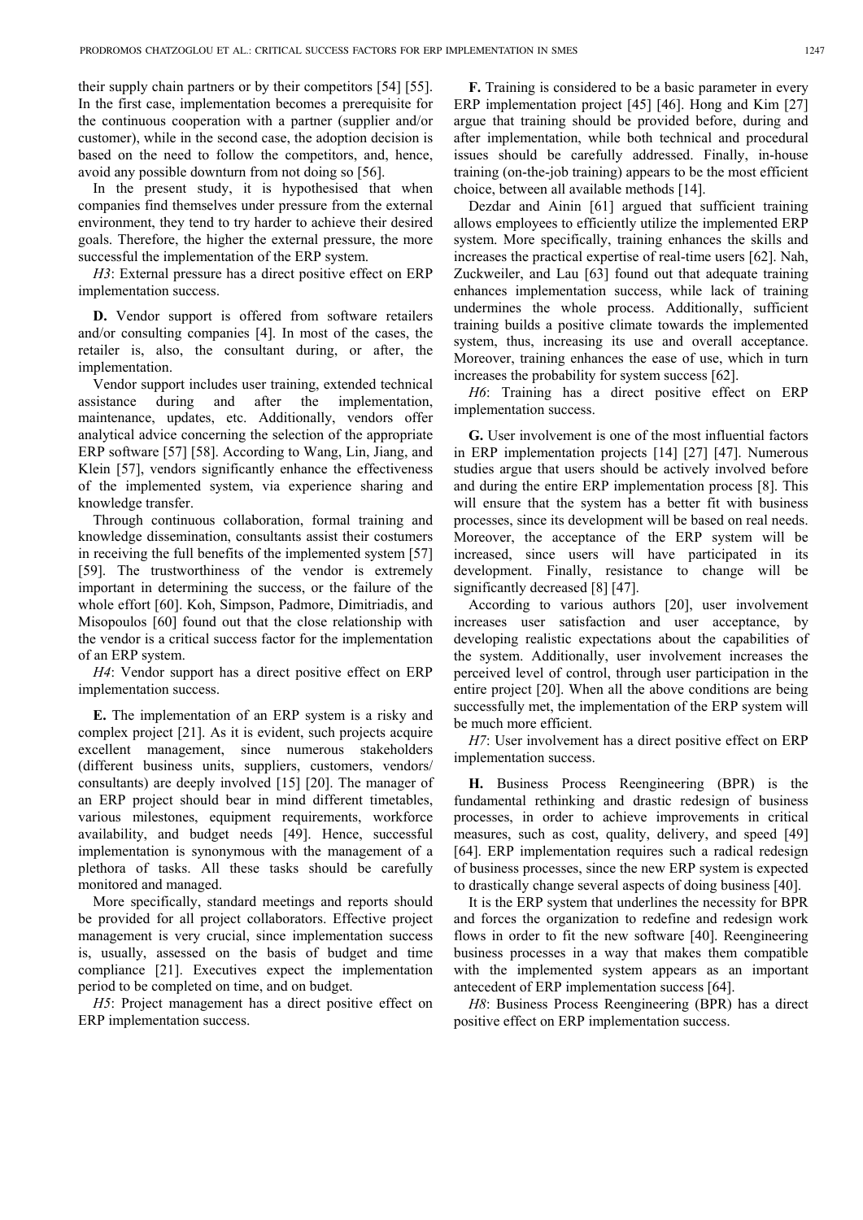their supply chain partners or by their competitors [54] [55]. In the first case, implementation becomes a prerequisite for the continuous cooperation with a partner (supplier and/or customer), while in the second case, the adoption decision is based on the need to follow the competitors, and, hence, avoid any possible downturn from not doing so [56].

In the present study, it is hypothesised that when companies find themselves under pressure from the external environment, they tend to try harder to achieve their desired goals. Therefore, the higher the external pressure, the more successful the implementation of the ERP system.

*H3*: External pressure has a direct positive effect on ERP implementation success.

**D.** Vendor support is offered from software retailers and/or consulting companies [4]. In most of the cases, the retailer is, also, the consultant during, or after, the implementation.

Vendor support includes user training, extended technical assistance during and after the implementation, maintenance, updates, etc. Additionally, vendors offer analytical advice concerning the selection of the appropriate ERP software [57] [58]. According to Wang, Lin, Jiang, and Klein [57], vendors significantly enhance the effectiveness of the implemented system, via experience sharing and knowledge transfer.

Through continuous collaboration, formal training and knowledge dissemination, consultants assist their costumers in receiving the full benefits of the implemented system [57] [59]. The trustworthiness of the vendor is extremely important in determining the success, or the failure of the whole effort [60]. Koh, Simpson, Padmore, Dimitriadis, and Misopoulos [60] found out that the close relationship with the vendor is a critical success factor for the implementation of an ERP system.

*H4*: Vendor support has a direct positive effect on ERP implementation success.

**E.** The implementation of an ERP system is a risky and complex project [21]. As it is evident, such projects acquire excellent management, since numerous stakeholders (different business units, suppliers, customers, vendors/consultants) are deeply involved [15] [20]. The manager of an ERP project should bear in mind different timetables, various milestones, equipment requirements, workforce availability, and budget needs [49]. Hence, successful implementation is synonymous with the management of a plethora of tasks. All these tasks should be carefully monitored and managed.

More specifically, standard meetings and reports should be provided for all project collaborators. Effective project management is very crucial, since implementation success is, usually, assessed on the basis of budget and time compliance [21]. Executives expect the implementation period to be completed on time, and on budget.

*H5*: Project management has a direct positive effect on ERP implementation success.

**F.** Training is considered to be a basic parameter in every ERP implementation project [45] [46]. Hong and Kim [27] argue that training should be provided before, during and after implementation, while both technical and procedural issues should be carefully addressed. Finally, in-house training (on-the-job training) appears to be the most efficient choice, between all available methods [14].

Dezdar and Ainin [61] argued that sufficient training allows employees to efficiently utilize the implemented ERP system. More specifically, training enhances the skills and increases the practical expertise of real-time users [62]. Nah, Zuckweiler, and Lau [63] found out that adequate training enhances implementation success, while lack of training undermines the whole process. Additionally, sufficient training builds a positive climate towards the implemented system, thus, increasing its use and overall acceptance. Moreover, training enhances the ease of use, which in turn increases the probability for system success [62].

*H6*: Training has a direct positive effect on ERP implementation success.

**G.** User involvement is one of the most influential factors in ERP implementation projects [14] [27] [47]. Numerous studies argue that users should be actively involved before and during the entire ERP implementation process [8]. This will ensure that the system has a better fit with business processes, since its development will be based on real needs. Moreover, the acceptance of the ERP system will be increased, since users will have participated in its development. Finally, resistance to change will be significantly decreased [8] [47].

According to various authors [20], user involvement increases user satisfaction and user acceptance, by developing realistic expectations about the capabilities of the system. Additionally, user involvement increases the perceived level of control, through user participation in the entire project [20]. When all the above conditions are being successfully met, the implementation of the ERP system will be much more efficient.

*H7*: User involvement has a direct positive effect on ERP implementation success.

**H.** Business Process Reengineering (BPR) is the fundamental rethinking and drastic redesign of business processes, in order to achieve improvements in critical measures, such as cost, quality, delivery, and speed [49] [64]. ERP implementation requires such a radical redesign of business processes, since the new ERP system is expected to drastically change several aspects of doing business [40].

It is the ERP system that underlines the necessity for BPR and forces the organization to redefine and redesign work flows in order to fit the new software [40]. Reengineering business processes in a way that makes them compatible with the implemented system appears as an important antecedent of ERP implementation success [64].

*H8*: Business Process Reengineering (BPR) has a direct positive effect on ERP implementation success.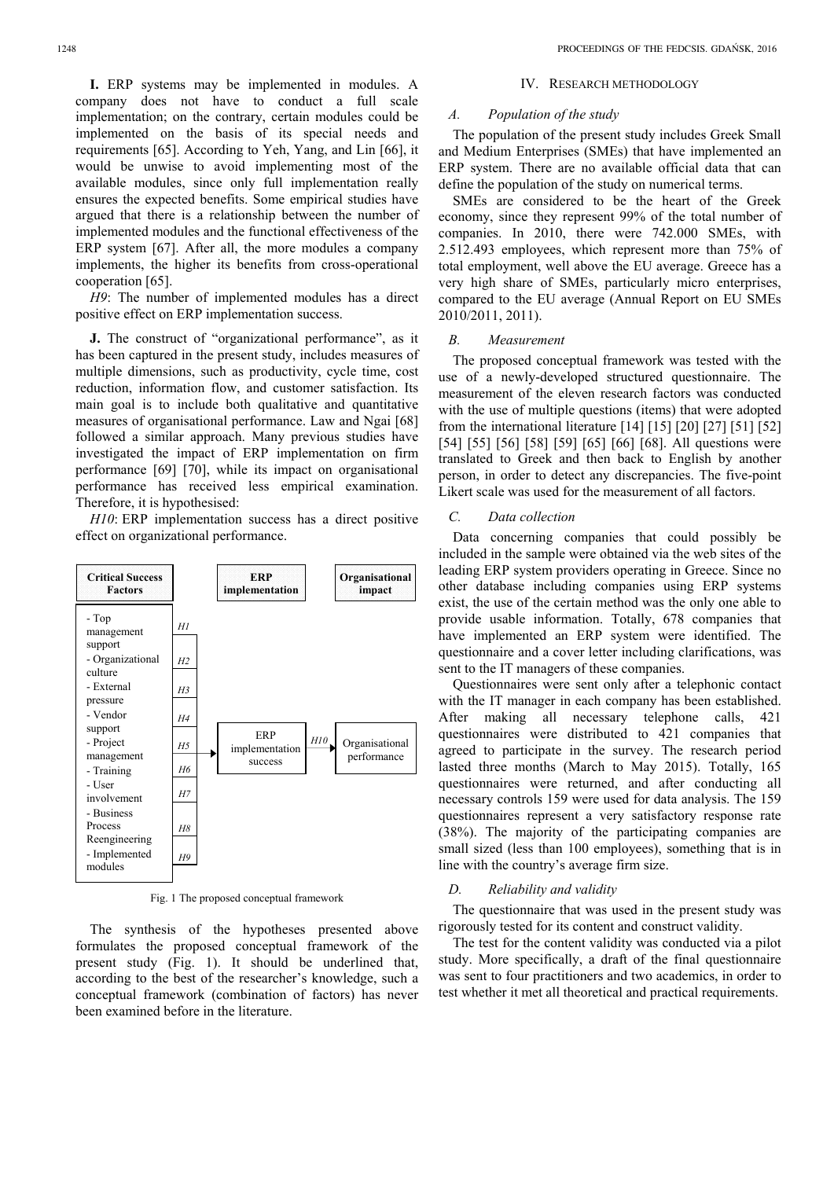**I.** ERP systems may be implemented in modules. A company does not have to conduct a full scale implementation; on the contrary, certain modules could be implemented on the basis of its special needs and requirements [65]. According to Yeh, Yang, and Lin [66], it would be unwise to avoid implementing most of the available modules, since only full implementation really ensures the expected benefits. Some empirical studies have argued that there is a relationship between the number of implemented modules and the functional effectiveness of the ERP system [67]. After all, the more modules a company implements, the higher its benefits from cross-operational cooperation [65].

*H9*: The number of implemented modules has a direct positive effect on ERP implementation success.

**J.** The construct of "organizational performance", as it has been captured in the present study, includes measures of multiple dimensions, such as productivity, cycle time, cost reduction, information flow, and customer satisfaction. Its main goal is to include both qualitative and quantitative measures of organisational performance. Law and Ngai [68] followed a similar approach. Many previous studies have investigated the impact of ERP implementation on firm performance [69] [70], while its impact on organisational performance has received less empirical examination. Therefore, it is hypothesised:

*H10*: ERP implementation success has a direct positive effect on organizational performance.

| Critical Success Factors | | ERP implementation | | Organisational impact |
|---|---|---|---|---|
| - Top management support | H1 | | | |
| - Organizational culture | H2 | | | |
| - External pressure | H3 | | | |
| - Vendor support | H4 | | | |
| - Project management | H5 | ERP implementation success | H10 | Organisational performance |
| - Training | H6 | | | |
| - User involvement | H7 | | | |
| - Business Process Reengineering | H8 | | | |
| - Implemented modules | H9 | | | |

Fig. 1 The proposed conceptual framework

The synthesis of the hypotheses presented above formulates the proposed conceptual framework of the present study (Fig. 1). It should be underlined that, according to the best of the researcher's knowledge, such a conceptual framework (combination of factors) has never been examined before in the literature.

## IV. Research methodology

### *A. Population of the study*

The population of the present study includes Greek Small and Medium Enterprises (SMEs) that have implemented an ERP system. There are no available official data that can define the population of the study on numerical terms.

SMEs are considered to be the heart of the Greek economy, since they represent 99% of the total number of companies. In 2010, there were 742.000 SMEs, with 2.512.493 employees, which represent more than 75% of total employment, well above the EU average. Greece has a very high share of SMEs, particularly micro enterprises, compared to the EU average (Annual Report on EU SMEs 2010/2011, 2011).

### *B. Measurement*

The proposed conceptual framework was tested with the use of a newly-developed structured questionnaire. The measurement of the eleven research factors was conducted with the use of multiple questions (items) that were adopted from the international literature [14] [15] [20] [27] [51] [52] [54] [55] [56] [58] [59] [65] [66] [68]. All questions were translated to Greek and then back to English by another person, in order to detect any discrepancies. The five-point Likert scale was used for the measurement of all factors.

### *C. Data collection*

Data concerning companies that could possibly be included in the sample were obtained via the web sites of the leading ERP system providers operating in Greece. Since no other database including companies using ERP systems exist, the use of the certain method was the only one able to provide usable information. Totally, 678 companies that have implemented an ERP system were identified. The questionnaire and a cover letter including clarifications, was sent to the IT managers of these companies.

Questionnaires were sent only after a telephonic contact with the IT manager in each company has been established. After making all necessary telephone calls, 421 questionnaires were distributed to 421 companies that agreed to participate in the survey. The research period lasted three months (March to May 2015). Totally, 165 questionnaires were returned, and after conducting all necessary controls 159 were used for data analysis. The 159 questionnaires represent a very satisfactory response rate (38%). The majority of the participating companies are small sized (less than 100 employees), something that is in line with the country's average firm size.

### *D. Reliability and validity*

The questionnaire that was used in the present study was rigorously tested for its content and construct validity.

The test for the content validity was conducted via a pilot study. More specifically, a draft of the final questionnaire was sent to four practitioners and two academics, in order to test whether it met all theoretical and practical requirements.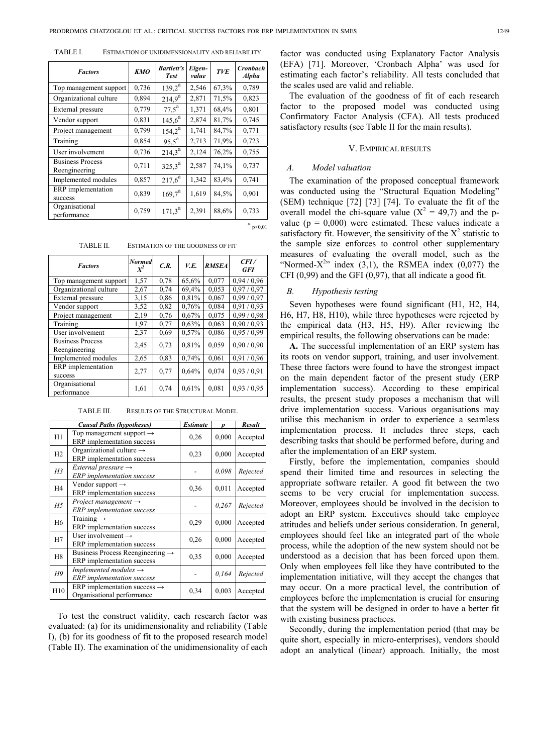TABLE I. ESTIMATION OF UNIDIMENSIONALITY AND RELIABILITY

| Factors | KMO | Bartlett's Test | Eigen-value | TVE | Cronbach Alpha |
|---|---|---|---|---|---|
| Top management support | 0,736 | 139,2[a] | 2,546 | 67,3% | 0,789 |
| Organizational culture | 0,894 | 214,9[a] | 2,871 | 71,5% | 0,823 |
| External pressure | 0,779 | 77,5[a] | 1,371 | 68,4% | 0,801 |
| Vendor support | 0,831 | 145,6[a] | 2,874 | 81,7% | 0,745 |
| Project management | 0,799 | 154,2[a] | 1,741 | 84,7% | 0,771 |
| Training | 0,854 | 95,5[a] | 2,713 | 71,9% | 0,723 |
| User involvement | 0,736 | 214,3[a] | 2,124 | 76,2% | 0,755 |
| Business Process Reengineering | 0,711 | 325,3[a] | 2,587 | 74,1% | 0,737 |
| Implemented modules | 0,857 | 217,6[a] | 1,342 | 83,4% | 0,741 |
| ERP implementation success | 0,839 | 169,7[a] | 1,619 | 84,5% | 0,901 |
| Organisational performance | 0,759 | 171,3[a] | 2,391 | 88,6% | 0,733 |

[a] $p<0{,}01$

TABLE II. ESTIMATION OF THE GOODNESS OF FIT

| Factors | Normed $X^2$ | C.R. | V.E. | RMSEA | CFI / GFI |
|---|---|---|---|---|---|
| Top management support | 1,57 | 0,78 | 65,6% | 0,077 | 0,94 / 0,96 |
| Organizational culture | 2,67 | 0,74 | 69,4% | 0,053 | 0,97 / 0,97 |
| External pressure | 3,15 | 0,86 | 0,81% | 0,067 | 0,99 / 0,97 |
| Vendor support | 3,52 | 0,82 | 0,76% | 0,084 | 0,91 / 0,93 |
| Project management | 2,19 | 0,76 | 0,67% | 0,075 | 0,99 / 0,98 |
| Training | 1,97 | 0,77 | 0,63% | 0,063 | 0,90 / 0,93 |
| User involvement | 2,37 | 0,69 | 0,57% | 0,086 | 0,95 / 0,99 |
| Business Process Reengineering | 2,45 | 0,73 | 0,81% | 0,059 | 0,90 / 0,90 |
| Implemented modules | 2,65 | 0,83 | 0,74% | 0,061 | 0,91 / 0,96 |
| ERP implementation success | 2,77 | 0,77 | 0,64% | 0,074 | 0,93 / 0,91 |
| Organisational performance | 1,61 | 0,74 | 0,61% | 0,081 | 0,93 / 0,95 |

TABLE III. RESULTS OF THE STRUCTURAL MODEL

| | Causal Paths (hypotheses) | Estimate | p | Result |
|---|---|---|---|---|
| H1 | Top management support → ERP implementation success | 0,26 | 0,000 | Accepted |
| H2 | Organizational culture → ERP implementation success | 0,23 | 0,000 | Accepted |
| *H3* | *External pressure → ERP implementation success* | - | *0,098* | *Rejected* |
| H4 | Vendor support → ERP implementation success | 0,36 | 0,011 | Accepted |
| *H5* | *Project management → ERP implementation success* | - | *0,267* | *Rejected* |
| H6 | Training → ERP implementation success | 0,29 | 0,000 | Accepted |
| H7 | User involvement → ERP implementation success | 0,26 | 0,000 | Accepted |
| H8 | Business Process Reengineering → ERP implementation success | 0,35 | 0,000 | Accepted |
| *H9* | *Implemented modules → ERP implementation success* | - | *0,164* | *Rejected* |
| H10 | ERP implementation success → Organisational performance | 0,34 | 0,003 | Accepted |

To test the construct validity, each research factor was evaluated: (a) for its unidimensionality and reliability (Table I), (b) for its goodness of fit to the proposed research model (Table II). The examination of the unidimensionality of each factor was conducted using Explanatory Factor Analysis (EFA) [71]. Moreover, 'Cronbach Alpha' was used for estimating each factor's reliability. All tests concluded that the scales used are valid and reliable.

The evaluation of the goodness of fit of each research factor to the proposed model was conducted using Confirmatory Factor Analysis (CFA). All tests produced satisfactory results (see Table II for the main results).

## V. EMPIRICAL RESULTS

### *A. Model valuation*

The examination of the proposed conceptual framework was conducted using the "Structural Equation Modeling" (SEM) technique [72] [73] [74]. To evaluate the fit of the overall model the chi-square value ($X^2 = 49{,}7$) and the p-value ($p = 0{,}000$) were estimated. These values indicate a satisfactory fit. However, the sensitivity of the $X^2$ statistic to the sample size enforces to control other supplementary measures of evaluating the overall model, such as the "Normed-$X^2$" index (3,1), the RSMEA index (0,077) the CFI (0,99) and the GFI (0,97), that all indicate a good fit.

### *B. Hypothesis testing*

Seven hypotheses were found significant (H1, H2, H4, H6, H7, H8, H10), while three hypotheses were rejected by the empirical data (H3, H5, H9). After reviewing the empirical results, the following observations can be made:

**A.** The successful implementation of an ERP system has its roots on vendor support, training, and user involvement. These three factors were found to have the strongest impact on the main dependent factor of the present study (ERP implementation success). According to these empirical results, the present study proposes a mechanism that will drive implementation success. Various organisations may utilise this mechanism in order to experience a seamless implementation process. It includes three steps, each describing tasks that should be performed before, during and after the implementation of an ERP system.

Firstly, before the implementation, companies should spend their limited time and resources in selecting the appropriate software retailer. A good fit between the two seems to be very crucial for implementation success. Moreover, employees should be involved in the decision to adopt an ERP system. Executives should take employee attitudes and beliefs under serious consideration. In general, employees should feel like an integrated part of the whole process, while the adoption of the new system should not be understood as a decision that has been forced upon them. Only when employees fell like they have contributed to the implementation initiative, will they accept the changes that may occur. On a more practical level, the contribution of employees before the implementation is crucial for ensuring that the system will be designed in order to have a better fit with existing business practices.

Secondly, during the implementation period (that may be quite short, especially in micro-enterprises), vendors should adopt an analytical (linear) approach. Initially, the most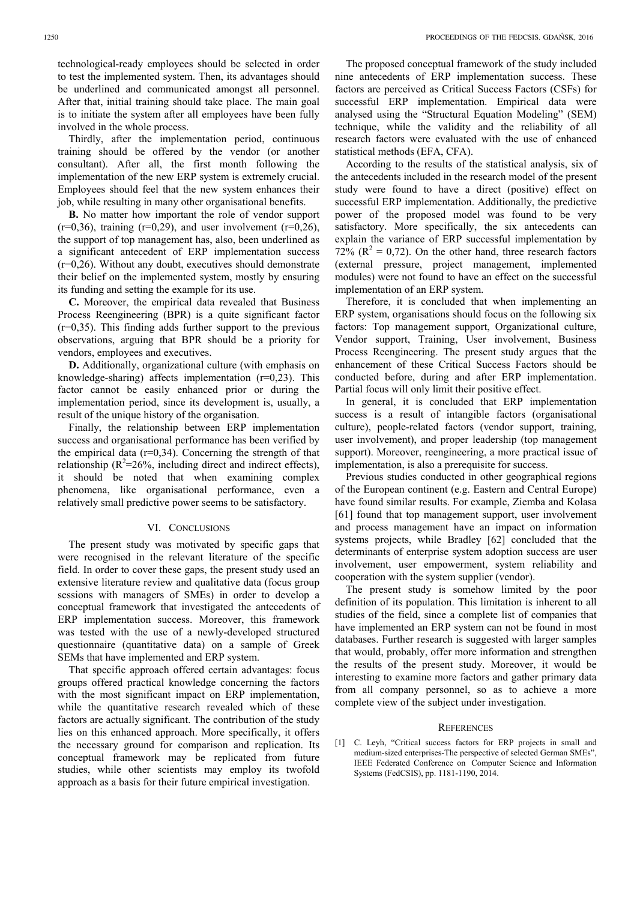technological-ready employees should be selected in order to test the implemented system. Then, its advantages should be underlined and communicated amongst all personnel. After that, initial training should take place. The main goal is to initiate the system after all employees have been fully involved in the whole process.

Thirdly, after the implementation period, continuous training should be offered by the vendor (or another consultant). After all, the first month following the implementation of the new ERP system is extremely crucial. Employees should feel that the new system enhances their job, while resulting in many other organisational benefits.

**B.** No matter how important the role of vendor support (r=0,36), training (r=0,29), and user involvement (r=0,26), the support of top management has, also, been underlined as a significant antecedent of ERP implementation success (r=0,26). Without any doubt, executives should demonstrate their belief on the implemented system, mostly by ensuring its funding and setting the example for its use.

**C.** Moreover, the empirical data revealed that Business Process Reengineering (BPR) is a quite significant factor (r=0,35). This finding adds further support to the previous observations, arguing that BPR should be a priority for vendors, employees and executives.

**D.** Additionally, organizational culture (with emphasis on knowledge-sharing) affects implementation (r=0,23). This factor cannot be easily enhanced prior or during the implementation period, since its development is, usually, a result of the unique history of the organisation.

Finally, the relationship between ERP implementation success and organisational performance has been verified by the empirical data (r=0,34). Concerning the strength of that relationship ($R^2$=26%, including direct and indirect effects), it should be noted that when examining complex phenomena, like organisational performance, even a relatively small predictive power seems to be satisfactory.

## VI. Conclusions

The present study was motivated by specific gaps that were recognised in the relevant literature of the specific field. In order to cover these gaps, the present study used an extensive literature review and qualitative data (focus group sessions with managers of SMEs) in order to develop a conceptual framework that investigated the antecedents of ERP implementation success. Moreover, this framework was tested with the use of a newly-developed structured questionnaire (quantitative data) on a sample of Greek SEMs that have implemented and ERP system.

That specific approach offered certain advantages: focus groups offered practical knowledge concerning the factors with the most significant impact on ERP implementation, while the quantitative research revealed which of these factors are actually significant. The contribution of the study lies on this enhanced approach. More specifically, it offers the necessary ground for comparison and replication. Its conceptual framework may be replicated from future studies, while other scientists may employ its twofold approach as a basis for their future empirical investigation.

The proposed conceptual framework of the study included nine antecedents of ERP implementation success. These factors are perceived as Critical Success Factors (CSFs) for successful ERP implementation. Empirical data were analysed using the "Structural Equation Modeling" (SEM) technique, while the validity and the reliability of all research factors were evaluated with the use of enhanced statistical methods (EFA, CFA).

According to the results of the statistical analysis, six of the antecedents included in the research model of the present study were found to have a direct (positive) effect on successful ERP implementation. Additionally, the predictive power of the proposed model was found to be very satisfactory. More specifically, the six antecedents can explain the variance of ERP successful implementation by 72% ($R^2$ = 0,72). On the other hand, three research factors (external pressure, project management, implemented modules) were not found to have an effect on the successful implementation of an ERP system.

Therefore, it is concluded that when implementing an ERP system, organisations should focus on the following six factors: Top management support, Organizational culture, Vendor support, Training, User involvement, Business Process Reengineering. The present study argues that the enhancement of these Critical Success Factors should be conducted before, during and after ERP implementation. Partial focus will only limit their positive effect.

In general, it is concluded that ERP implementation success is a result of intangible factors (organisational culture), people-related factors (vendor support, training, user involvement), and proper leadership (top management support). Moreover, reengineering, a more practical issue of implementation, is also a prerequisite for success.

Previous studies conducted in other geographical regions of the European continent (e.g. Eastern and Central Europe) have found similar results. For example, Ziemba and Kolasa [61] found that top management support, user involvement and process management have an impact on information systems projects, while Bradley [62] concluded that the determinants of enterprise system adoption success are user involvement, user empowerment, system reliability and cooperation with the system supplier (vendor).

The present study is somehow limited by the poor definition of its population. This limitation is inherent to all studies of the field, since a complete list of companies that have implemented an ERP system can not be found in most databases. Further research is suggested with larger samples that would, probably, offer more information and strengthen the results of the present study. Moreover, it would be interesting to examine more factors and gather primary data from all company personnel, so as to achieve a more complete view of the subject under investigation.

## References

[1] C. Leyh, "Critical success factors for ERP projects in small and medium-sized enterprises-The perspective of selected German SMEs", IEEE Federated Conference on Computer Science and Information Systems (FedCSIS), pp. 1181-1190, 2014.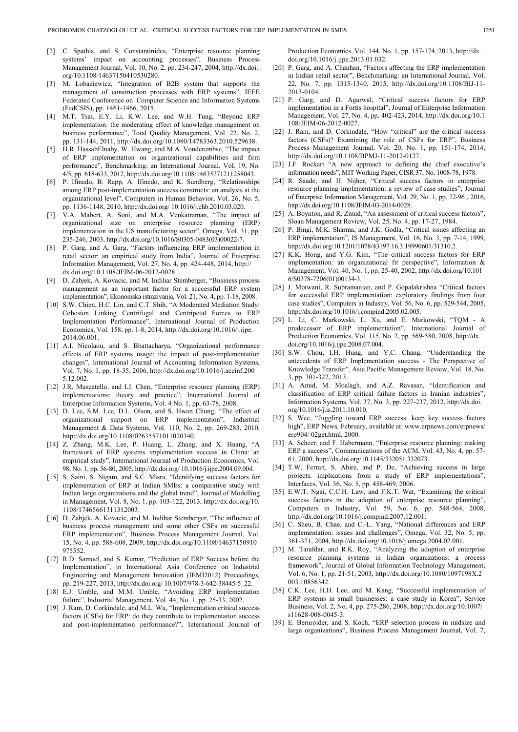[2] C. Spathis, and S. Constantinides, "Enterprise resource planning systems' impact on accounting processes", Business Process Management Journal, Vol. 10, No. 2, pp. 234-247, 2004, http://dx.doi.org/10.1108/14637150410530280.

[3] M. Łobaziewicz, "Integration of B2B system that supports the management of construction processes with ERP systems", IEEE Federated Conference on Computer Science and Information Systems (FedCSIS), pp. 1461-1466, 2015.

[4] M.T. Tsai, E.Y. Li, K.W. Lee, and W.H. Tung, "Beyond ERP implementation: the moderating effect of knowledge management on business performance", Total Quality Management, Vol. 22, No. 2, pp. 131-144, 2011, http://dx.doi.org/10.1080/14783363.2010.529638.

[5] H.R. HassabElnaby, W. Hwang, and M.A. Vonderembse, "The impact of ERP implementation on organizational capabilities and firm performance", Benchmarking: an International Journal, Vol. 19, No. 4/5, pp. 618-633, 2012, http://dx.doi.org/10.1108/14635771211258043.

[6] P. Ifinedo, B. Rapp, A. Ifinedo, and K. Sundberg, "Relationships among ERP post-implementation success constructs: an analysis at the organizational level", Computers in Human Behavior, Vol. 26, No. 5, pp. 1136-1148, 2010, http://dx.doi.org/ 10.1016/j.chb.2010.03.020.

[7] V.A. Mabert, A. Soni, and M.A. Venkatraman, "The impact of organizational size on enterprise resource planning (ERP) implementation in the US manufacturing sector", Omega, Vol. 31, pp. 235-246, 2003, http://dx.doi.org/10.1016/S0305-0483(03)00022-7.

[8] P. Garg, and A. Garg, "Factors influencing ERP implementation in retail sector: an empirical study from India", Journal of Enterprise Information Management, Vol. 27, No. 4, pp. 424-448, 2014, http://dx.doi.org/10.1108/JEIM-06-2012-0028.

[9] D. Zabjek, A. Kovacic, and M. Indihar Stemberger, "Business process management as an important factor for a successful ERP system implementation", Ekonomska istrazivanja, Vol. 21, No. 4, pp. 1-18, 2008.

[10] S.W. Chien, H.C. Lin, and C.T. Shih, "A Moderated Mediation Study: Cohesion Linking Centrifugal and Centripetal Forces to ERP Implementation Performance", International Journal of Production Economics, Vol. 158, pp. 1-8, 2014, http://dx.doi.org/10.1016/j.ijpe.2014.06.001.

[11] A.I. Nicolaou, and S. Bhattacharya, "Organizational performance effects of ERP systems usage: the impact of post-implementation changes", International Journal of Accounting Information Systems, Vol. 7, No. 1, pp. 18-35, 2006, http://dx.doi.org/10.1016/j.accinf.2005.12.002.

[12] J.R. Muscatello, and I.J. Chen, "Enterprise resource planning (ERP) implementations: theory and practice", International Journal of Enterprise Information Systems, Vol. 4 No. 1, pp. 63-78, 2008.

[13] D. Lee, S.M. Lee, D.L. Olson, and S. Hwan Chung, "The effect of organizational support on ERP implementation", Industrial Management & Data Systems, Vol. 110, No. 2, pp. 269-283, 2010, http://dx.doi.org/10.1108/02635571011020340.

[14] Z. Zhang, M.K. Lee, P. Huang, L. Zhang, and X. Huang, "A framework of ERP systems implementation success in China: an empirical study", International Journal of Production Economics, Vol. 98, No. 1, pp. 56-80, 2005, http://dx.doi.org/ 10.1016/j.ijpe.2004.09.004.

[15] S. Saini, S. Nigam, and S.C. Misra, "Identifying success factors for implementation of ERP at Indian SMEs: a comparative study with Indian large organizations and the global trend", Journal of Modelling in Management, Vol. 8, No. 1, pp. 103-122, 2013, http://dx.doi.org/10.1108/17465661311312003.

[16] D. Zabjek, A. Kovacic, and M. Indihar Stemberger, "The influence of business process management and some other CSFs on successful ERP implementation", Business Process Management Journal, Vol. 15, No. 4, pp. 588-608, 2009, http://dx.doi.org/10.1108/14637150910975552.

[17] R.D. Samuel, and S. Kumar, "Prediction of ERP Success before the Implementation", in International Asia Conference on Industrial Engineering and Management Innovation (IEMI2012) Proceedings, pp. 219-227, 2013, http://dx.doi.org/ 10.1007/978-3-642-38445-5_22.

[18] E.J. Umble, and M.M. Umble, "Avoiding ERP implementation failure", Industrial Management, Vol. 44, No. 1, pp. 25-33, 2002.

[19] J. Ram, D. Corkindale, and M.L. Wu, "Implementation critical success factors (CSFs) for ERP: do they contribute to implementation success and post-implementation performance?", International Journal of Production Economics, Vol. 144, No. 1, pp. 157-174, 2013, http://dx.doi.org/10.1016/j.ijpe.2013.01.032.

[20] P. Garg, and A. Chauhan, "Factors affecting the ERP implementation in Indian retail sector", Benchmarking: an International Journal, Vol. 22, No. 7, pp. 1315-1340, 2015, http://dx.doi.org/10.1108/BIJ-11-2013-0104.

[21] P. Garg, and D. Agarwal, "Critical success factors for ERP implementation in a Fortis hospital", Journal of Enterprise Information Management, Vol. 27, No. 4, pp. 402-423, 2014, http://dx.doi.org/10.1108/JEIM-06-2012-0027.

[22] J. Ram, and D. Corkindale, "How "critical" are the critical success factors (CSFs)? Examining the role of CSFs for ERP", Business Process Management Journal, Vol. 20, No. 1, pp. 151-174, 2014, http://dx.doi.org/10.1108/BPMJ-11-2012-0127.

[23] J.F. Rockart "A new approach to defining the chief executive's information needs", MIT Working Paper, CISR 37, No. 1008-78, 1978.

[24] R. Saade, and H. Nijher, "Critical success factors in enterprise resource planning implementation: a review of case studies", Journal of Enterprise Information Management, Vol. 29, No. 1, pp. 72-96 , 2016, http://dx.doi.org/10.1108/JEIM-03-2014-0028.

[25] A. Boynton, and R. Zmud, "An assessment of critical success factors", Sloan Management Review, Vol. 25, No. 4, pp. 17-27, 1984.

[26] P. Bingi, M.K. Sharma, and J.K. Godla, "Critical issues affecting an ERP implementation", IS Management, Vol. 16, No. 3, pp. 7-14, 1999, http://dx.doi.org/10.1201/1078/43197.16.3.19990601/31310.2.

[27] K.K. Hong, and Y.G. Kim, "The critical success factors for ERP implementation: an organizational fit perspective", Information & Management, Vol. 40, No. 1, pp. 25-40, 2002, http://dx.doi.org/10.1016/S0378-7206(01)00134-3.

[28] J. Motwani, R. Subramanian, and P. Gopalakrishna "Critical factors for successful ERP implementation: exploratory findings from four case studies", Computers in Industry, Vol. 56, No. 6, pp. 529-544, 2005, http://dx.doi.org/10.1016/j.compind.2005.02.005.

[29] L. Li, C. Markowski, L. Xu, and E. Markowski, "TQM - A predecessor of ERP implementation", International Journal of Production Economics, Vol. 115, No. 2, pp. 569-580, 2008, http://dx.doi.org/10.1016/j.ijpe.2008.07.004.

[30] S.W. Chou, I.H. Hung, and Y.C. Chang, "Understanding the antecedents of ERP Implementation success - The Perspective of Knowledge Transfer", Asia Pacific Management Review, Vol. 18, No. 3, pp. 301-322, 2013.

[31] A. Amid, M. Moalagh, and A.Z. Ravasan, "Identification and classification of ERP critical failure factors in Iranian industries", Information Systems, Vol. 37, No. 3, pp. 227-237, 2012, http://dx.doi.org/10.1016/j.is.2011.10.010.

[32] S. Wee, "Juggling toward ERP success: keep key success factors high", ERP News, February, available at: www.erpnews.com/erpnews/erp904/ 02get.html, 2000.

[33] A. Scheer, and F. Habermann, "Enterprise resource planning: making ERP a success", Communications of the ACM, Vol. 43, No. 4, pp. 57-61, 2000, http://dx.doi.org/10.1145/332051.332073.

[34] T.W. Ferratt, S. Ahire, and P. De, "Achieving success in large projects: implications from a study of ERP implementations", Interfaces, Vol. 36, No. 5, pp. 458-469, 2006.

[35] E.W.T. Ngai, C.C.H. Law, and F.K.T. Wat, "Examining the critical success factors in the adoption of enterprise resource planning", Computers in Industry, Vol. 59, No. 6, pp. 548-564, 2008, http://dx.doi.org/10.1016/j.compind.2007.12.001.

[36] C. Sheu, B. Chae, and C.-L. Yang, "National differences and ERP implementation: issues and challenges", Omega, Vol. 32, No. 5, pp. 361-371, 2004, http://dx.doi.org/10.1016/j.omega.2004.02.001.

[37] M. Tarafdar, and R.K. Roy, "Analyzing the adoption of enterprise resource planning systems in Indian organizations: a process framework", Journal of Global Information Technology Management, Vol. 6, No. 1, pp. 21-51, 2003, http://dx.doi.org/10.1080/1097198X.2003.10856342.

[38] C.K. Lee, H.H. Lee, and M. Kang, "Successful implementation of ERP systems in small businesses: a case study in Korea", Service Business, Vol. 2, No. 4, pp. 275-286, 2008, http://dx.doi.org/10.1007/s11628-008-0045-3.

[39] E. Bernroider, and S. Koch, "ERP selection process in midsize and large organizations", Business Process Management Journal, Vol. 7,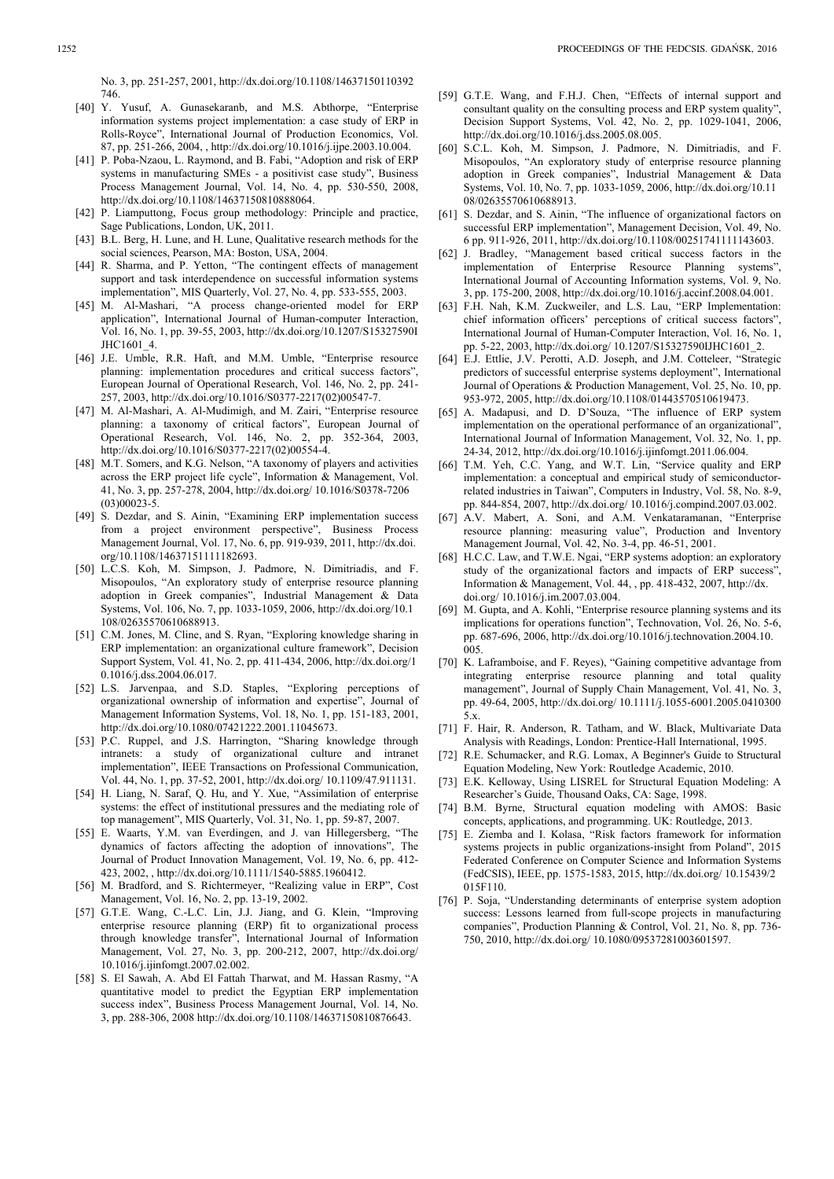No. 3, pp. 251-257, 2001, http://dx.doi.org/10.1108/14637150110392746.

[40] Y. Yusuf, A. Gunasekaranb, and M.S. Abthorpe, "Enterprise information systems project implementation: a case study of ERP in Rolls-Royce", International Journal of Production Economics, Vol. 87, pp. 251-266, 2004, , http://dx.doi.org/10.1016/j.ijpe.2003.10.004.

[41] P. Poba-Nzaou, L. Raymond, and B. Fabi, "Adoption and risk of ERP systems in manufacturing SMEs - a positivist case study", Business Process Management Journal, Vol. 14, No. 4, pp. 530-550, 2008, http://dx.doi.org/10.1108/14637150810888064.

[42] P. Liamputtong, Focus group methodology: Principle and practice, Sage Publications, London, UK, 2011.

[43] B.L. Berg, H. Lune, and H. Lune, Qualitative research methods for the social sciences, Pearson, MA: Boston, USA, 2004.

[44] R. Sharma, and P. Yetton, "The contingent effects of management support and task interdependence on successful information systems implementation", MIS Quarterly, Vol. 27, No. 4, pp. 533-555, 2003.

[45] M. Al-Mashari, "A process change-oriented model for ERP application", International Journal of Human-computer Interaction, Vol. 16, No. 1, pp. 39-55, 2003, http://dx.doi.org/10.1207/S15327590IJHC1601_4.

[46] J.E. Umble, R.R. Haft, and M.M. Umble, "Enterprise resource planning: implementation procedures and critical success factors", European Journal of Operational Research, Vol. 146, No. 2, pp. 241-257, 2003, http://dx.doi.org/10.1016/S0377-2217(02)00547-7.

[47] M. Al-Mashari, A. Al-Mudimigh, and M. Zairi, "Enterprise resource planning: a taxonomy of critical factors", European Journal of Operational Research, Vol. 146, No. 2, pp. 352-364, 2003, http://dx.doi.org/10.1016/S0377-2217(02)00554-4.

[48] M.T. Somers, and K.G. Nelson, "A taxonomy of players and activities across the ERP project life cycle", Information & Management, Vol. 41, No. 3, pp. 257-278, 2004, http://dx.doi.org/ 10.1016/S0378-7206(03)00023-5.

[49] S. Dezdar, and S. Ainin, "Examining ERP implementation success from a project environment perspective", Business Process Management Journal, Vol. 17, No. 6, pp. 919-939, 2011, http://dx.doi.org/10.1108/14637151111182693.

[50] L.C.S. Koh, M. Simpson, J. Padmore, N. Dimitriadis, and F. Misopoulos, "An exploratory study of enterprise resource planning adoption in Greek companies", Industrial Management & Data Systems, Vol. 106, No. 7, pp. 1033-1059, 2006, http://dx.doi.org/10.1108/02635570610688913.

[51] C.M. Jones, M. Cline, and S. Ryan, "Exploring knowledge sharing in ERP implementation: an organizational culture framework", Decision Support System, Vol. 41, No. 2, pp. 411-434, 2006, http://dx.doi.org/10.1016/j.dss.2004.06.017.

[52] L.S. Jarvenpaa, and S.D. Staples, "Exploring perceptions of organizational ownership of information and expertise", Journal of Management Information Systems, Vol. 18, No. 1, pp. 151-183, 2001, http://dx.doi.org/10.1080/07421222.2001.11045673.

[53] P.C. Ruppel, and J.S. Harrington, "Sharing knowledge through intranets: a study of organizational culture and intranet implementation", IEEE Transactions on Professional Communication, Vol. 44, No. 1, pp. 37-52, 2001, http://dx.doi.org/ 10.1109/47.911131.

[54] H. Liang, N. Saraf, Q. Hu, and Y. Xue, "Assimilation of enterprise systems: the effect of institutional pressures and the mediating role of top management", MIS Quarterly, Vol. 31, No. 1, pp. 59-87, 2007.

[55] E. Waarts, Y.M. van Everdingen, and J. van Hillegersberg, "The dynamics of factors affecting the adoption of innovations", The Journal of Product Innovation Management, Vol. 19, No. 6, pp. 412-423, 2002, , http://dx.doi.org/10.1111/1540-5885.1960412.

[56] M. Bradford, and S. Richtermeyer, "Realizing value in ERP", Cost Management, Vol. 16, No. 2, pp. 13-19, 2002.

[57] G.T.E. Wang, C.-L.C. Lin, J.J. Jiang, and G. Klein, "Improving enterprise resource planning (ERP) fit to organizational process through knowledge transfer", International Journal of Information Management, Vol. 27, No. 3, pp. 200-212, 2007, http://dx.doi.org/10.1016/j.ijinfomgt.2007.02.002.

[58] S. El Sawah, A. Abd El Fattah Tharwat, and M. Hassan Rasmy, "A quantitative model to predict the Egyptian ERP implementation success index", Business Process Management Journal, Vol. 14, No. 3, pp. 288-306, 2008 http://dx.doi.org/10.1108/14637150810876643.

[59] G.T.E. Wang, and F.H.J. Chen, "Effects of internal support and consultant quality on the consulting process and ERP system quality", Decision Support Systems, Vol. 42, No. 2, pp. 1029-1041, 2006, http://dx.doi.org/10.1016/j.dss.2005.08.005.

[60] S.C.L. Koh, M. Simpson, J. Padmore, N. Dimitriadis, and F. Misopoulos, "An exploratory study of enterprise resource planning adoption in Greek companies", Industrial Management & Data Systems, Vol. 10, No. 7, pp. 1033-1059, 2006, http://dx.doi.org/10.1108/02635570610688913.

[61] S. Dezdar, and S. Ainin, "The influence of organizational factors on successful ERP implementation", Management Decision, Vol. 49, No. 6 pp. 911-926, 2011, http://dx.doi.org/10.1108/00251741111143603.

[62] J. Bradley, "Management based critical success factors in the implementation of Enterprise Resource Planning systems", International Journal of Accounting Information systems, Vol. 9, No. 3, pp. 175-200, 2008, http://dx.doi.org/10.1016/j.accinf.2008.04.001.

[63] F.H. Nah, K.M. Zuckweiler, and L.S. Lau, "ERP Implementation: chief information officers' perceptions of critical success factors", International Journal of Human-Computer Interaction, Vol. 16, No. 1, pp. 5-22, 2003, http://dx.doi.org/ 10.1207/S15327590IJHC1601_2.

[64] E.J. Ettlie, J.V. Perotti, A.D. Joseph, and J.M. Cotteleer, "Strategic predictors of successful enterprise systems deployment", International Journal of Operations & Production Management, Vol. 25, No. 10, pp. 953-972, 2005, http://dx.doi.org/10.1108/01443570510619473.

[65] A. Madapusi, and D. D'Souza, "The influence of ERP system implementation on the operational performance of an organizational", International Journal of Information Management, Vol. 32, No. 1, pp. 24-34, 2012, http://dx.doi.org/10.1016/j.ijinfomgt.2011.06.004.

[66] T.M. Yeh, C.C. Yang, and W.T. Lin, "Service quality and ERP implementation: a conceptual and empirical study of semiconductor-related industries in Taiwan", Computers in Industry, Vol. 58, No. 8-9, pp. 844-854, 2007, http://dx.doi.org/ 10.1016/j.compind.2007.03.002.

[67] A.V. Mabert, A. Soni, and A.M. Venkataramanan, "Enterprise resource planning: measuring value", Production and Inventory Management Journal, Vol. 42, No. 3-4, pp. 46-51, 2001.

[68] H.C.C. Law, and T.W.E. Ngai, "ERP systems adoption: an exploratory study of the organizational factors and impacts of ERP success", Information & Management, Vol. 44, , pp. 418-432, 2007, http://dx.doi.org/ 10.1016/j.im.2007.03.004.

[69] M. Gupta, and A. Kohli, "Enterprise resource planning systems and its implications for operations function", Technovation, Vol. 26, No. 5-6, pp. 687-696, 2006, http://dx.doi.org/10.1016/j.technovation.2004.10.005.

[70] K. Laframboise, and F. Reyes), "Gaining competitive advantage from integrating enterprise resource planning and total quality management", Journal of Supply Chain Management, Vol. 41, No. 3, pp. 49-64, 2005, http://dx.doi.org/ 10.1111/j.1055-6001.2005.04103005.x.

[71] F. Hair, R. Anderson, R. Tatham, and W. Black, Multivariate Data Analysis with Readings, London: Prentice-Hall International, 1995.

[72] R.E. Schumacker, and R.G. Lomax, A Beginner's Guide to Structural Equation Modeling, New York: Routledge Academic, 2010.

[73] E.K. Kelloway, Using LISREL for Structural Equation Modeling: A Researcher's Guide, Thousand Oaks, CA: Sage, 1998.

[74] B.M. Byrne, Structural equation modeling with AMOS: Basic concepts, applications, and programming. UK: Routledge, 2013.

[75] E. Ziemba and I. Kolasa, "Risk factors framework for information systems projects in public organizations-insight from Poland", 2015 Federated Conference on Computer Science and Information Systems (FedCSIS), IEEE, pp. 1575-1583, 2015, http://dx.doi.org/ 10.15439/2015F110.

[76] P. Soja, "Understanding determinants of enterprise system adoption success: Lessons learned from full-scope projects in manufacturing companies", Production Planning & Control, Vol. 21, No. 8, pp. 736-750, 2010, http://dx.doi.org/ 10.1080/09537281003601597.